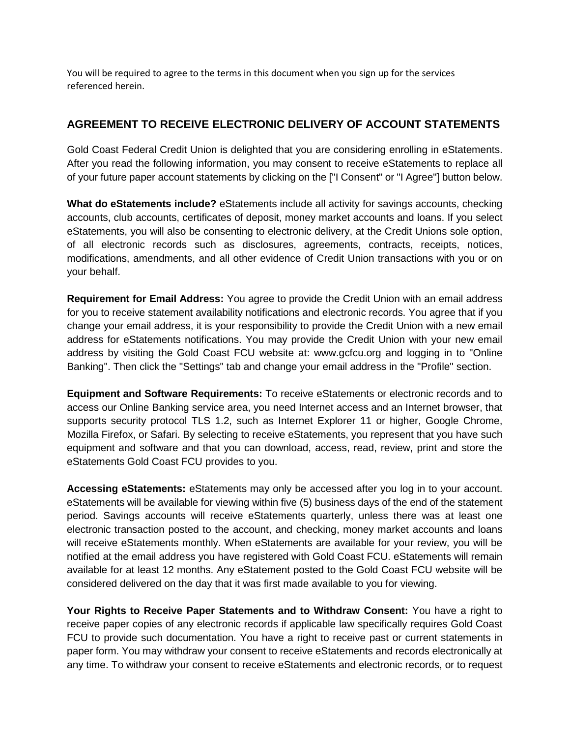You will be required to agree to the terms in this document when you sign up for the services referenced herein.

## AGREEMENT TO RECEIVE ELECTRONIC DELIVERY OF ACCOUNT STATEMENTS

Gold Coast Federal Credit Union is delighted that you are considering enrolling in eStatements. After you read the following information, you may consent to receive eStatements to replace all of your future paper account statements by clicking on the ["I Consent" or "I Agree"] button below.

**What do eStatements include?** eStatements include all activity for savings accounts, checking accounts, club accounts, certificates of deposit, money market accounts and loans. If you select eStatements, you will also be consenting to electronic delivery, at the Credit Unions sole option, of all electronic records such as disclosures, agreements, contracts, receipts, notices, modifications, amendments, and all other evidence of Credit Union transactions with you or on your behalf.

**Requirement for Email Address:** You agree to provide the Credit Union with an email address for you to receive statement availability notifications and electronic records. You agree that if you change your email address, it is your responsibility to provide the Credit Union with a new email address for eStatements notifications. You may provide the Credit Union with your new email address by visiting the Gold Coast FCU website at: www.gcfcu.org and logging in to "Online Banking". Then click the "Settings" tab and change your email address in the "Profile" section.

**Equipment and Software Requirements:** To receive eStatements or electronic records and to access our Online Banking service area, you need Internet access and an Internet browser, that supports security protocol TLS 1.2, such as Internet Explorer 11 or higher, Google Chrome, Mozilla Firefox, or Safari. By selecting to receive eStatements, you represent that you have such equipment and software and that you can download, access, read, review, print and store the eStatements Gold Coast FCU provides to you.

**Accessing eStatements:** eStatements may only be accessed after you log in to your account. eStatements will be available for viewing within five (5) business days of the end of the statement period. Savings accounts will receive eStatements quarterly, unless there was at least one electronic transaction posted to the account, and checking, money market accounts and loans will receive eStatements monthly. When eStatements are available for your review, you will be notified at the email address you have registered with Gold Coast FCU. eStatements will remain available for at least 12 months. Any eStatement posted to the Gold Coast FCU website will be considered delivered on the day that it was first made available to you for viewing.

**Your Rights to Receive Paper Statements and to Withdraw Consent:** You have a right to receive paper copies of any electronic records if applicable law specifically requires Gold Coast FCU to provide such documentation. You have a right to receive past or current statements in paper form. You may withdraw your consent to receive eStatements and records electronically at any time. To withdraw your consent to receive eStatements and electronic records, or to request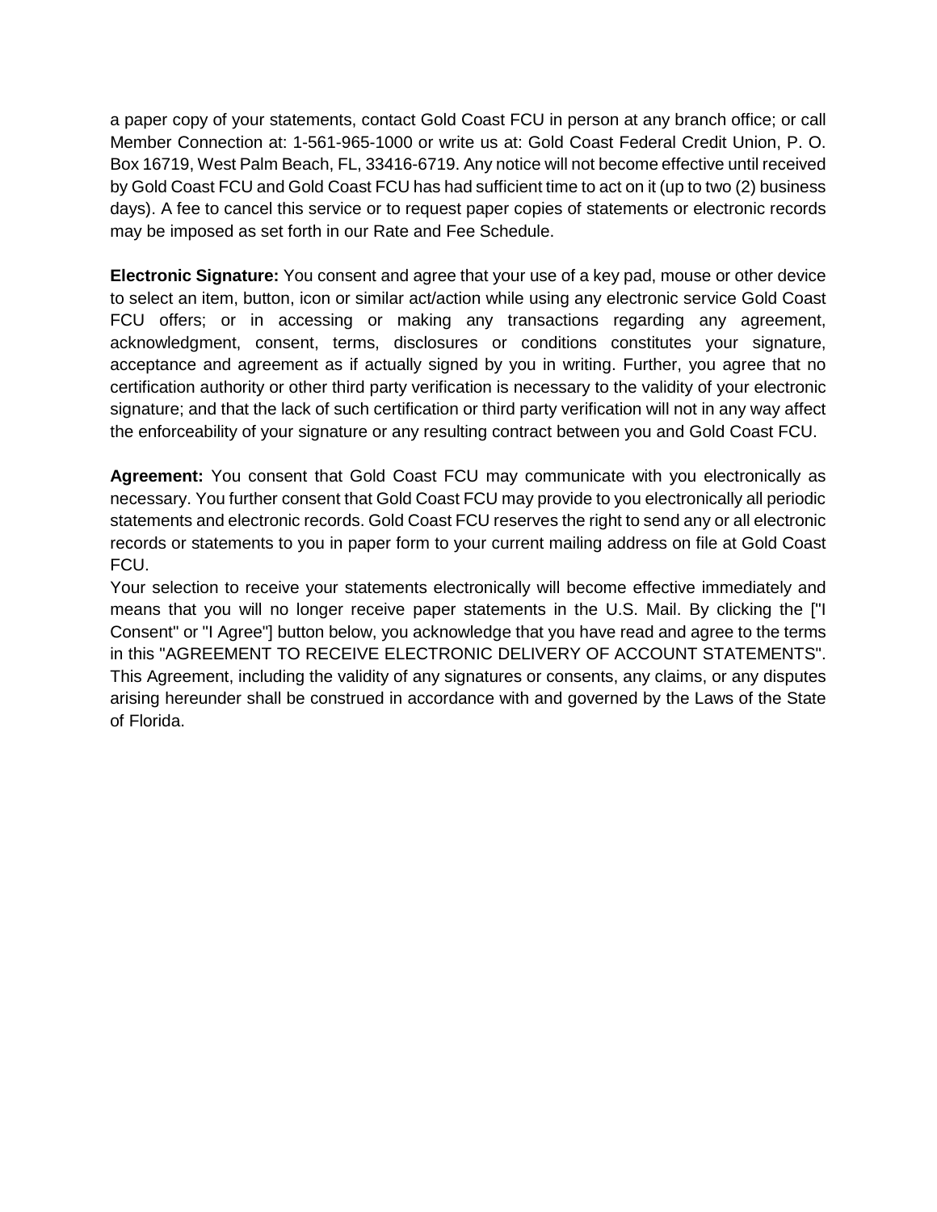a paper copy of your statements, contact Gold Coast FCU in person at any branch office; or call Member Connection at: 1-561-965-1000 or write us at: Gold Coast Federal Credit Union, P. O. Box 16719, West Palm Beach, FL, 33416-6719. Any notice will not become effective until received by Gold Coast FCU and Gold Coast FCU has had sufficient time to act on it (up to two (2) business days). A fee to cancel this service or to request paper copies of statements or electronic records may be imposed as set forth in our Rate and Fee Schedule.

**Electronic Signature:** You consent and agree that your use of a key pad, mouse or other device to select an item, button, icon or similar act/action while using any electronic service Gold Coast FCU offers; or in accessing or making any transactions regarding any agreement, acknowledgment, consent, terms, disclosures or conditions constitutes your signature, acceptance and agreement as if actually signed by you in writing. Further, you agree that no certification authority or other third party verification is necessary to the validity of your electronic signature; and that the lack of such certification or third party verification will not in any way affect the enforceability of your signature or any resulting contract between you and Gold Coast FCU.

**Agreement:** You consent that Gold Coast FCU may communicate with you electronically as necessary. You further consent that Gold Coast FCU may provide to you electronically all periodic statements and electronic records. Gold Coast FCU reserves the right to send any or all electronic records or statements to you in paper form to your current mailing address on file at Gold Coast FCU.

Your selection to receive your statements electronically will become effective immediately and means that you will no longer receive paper statements in the U.S. Mail. By clicking the ["I Consent" or "I Agree"] button below, you acknowledge that you have read and agree to the terms in this "AGREEMENT TO RECEIVE ELECTRONIC DELIVERY OF ACCOUNT STATEMENTS". This Agreement, including the validity of any signatures or consents, any claims, or any disputes arising hereunder shall be construed in accordance with and governed by the Laws of the State of Florida.